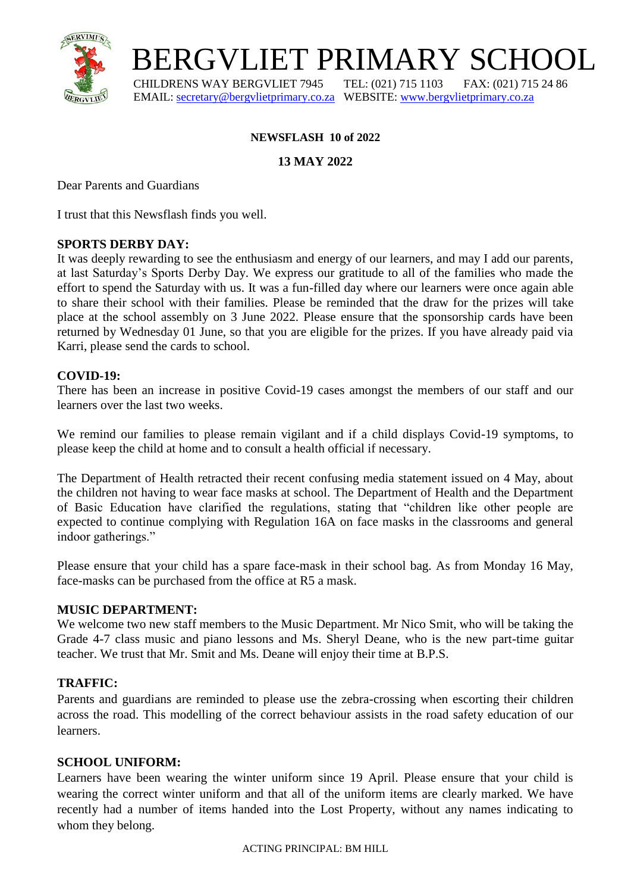# BERGVLIET PRIMARY SCHOOL

CHILDRENS WAY BERGVLIET 7945 TEL: (021) 715 1103 FAX: (021) 715 24 86
EMAIL: secretary@bergvlietprimary.co.za WEBSITE: www.bergvlietprimary.co.za

**NEWSFLASH 10 of 2022**

**13 MAY 2022**

Dear Parents and Guardians

I trust that this Newsflash finds you well.

**SPORTS DERBY DAY:**
It was deeply rewarding to see the enthusiasm and energy of our learners, and may I add our parents, at last Saturday's Sports Derby Day. We express our gratitude to all of the families who made the effort to spend the Saturday with us. It was a fun-filled day where our learners were once again able to share their school with their families. Please be reminded that the draw for the prizes will take place at the school assembly on 3 June 2022. Please ensure that the sponsorship cards have been returned by Wednesday 01 June, so that you are eligible for the prizes. If you have already paid via Karri, please send the cards to school.

**COVID-19:**
There has been an increase in positive Covid-19 cases amongst the members of our staff and our learners over the last two weeks.

We remind our families to please remain vigilant and if a child displays Covid-19 symptoms, to please keep the child at home and to consult a health official if necessary.

The Department of Health retracted their recent confusing media statement issued on 4 May, about the children not having to wear face masks at school. The Department of Health and the Department of Basic Education have clarified the regulations, stating that "children like other people are expected to continue complying with Regulation 16A on face masks in the classrooms and general indoor gatherings."

Please ensure that your child has a spare face-mask in their school bag. As from Monday 16 May, face-masks can be purchased from the office at R5 a mask.

**MUSIC DEPARTMENT:**
We welcome two new staff members to the Music Department. Mr Nico Smit, who will be taking the Grade 4-7 class music and piano lessons and Ms. Sheryl Deane, who is the new part-time guitar teacher. We trust that Mr. Smit and Ms. Deane will enjoy their time at B.P.S.

**TRAFFIC:**
Parents and guardians are reminded to please use the zebra-crossing when escorting their children across the road. This modelling of the correct behaviour assists in the road safety education of our learners.

**SCHOOL UNIFORM:**
Learners have been wearing the winter uniform since 19 April. Please ensure that your child is wearing the correct winter uniform and that all of the uniform items are clearly marked. We have recently had a number of items handed into the Lost Property, without any names indicating to whom they belong.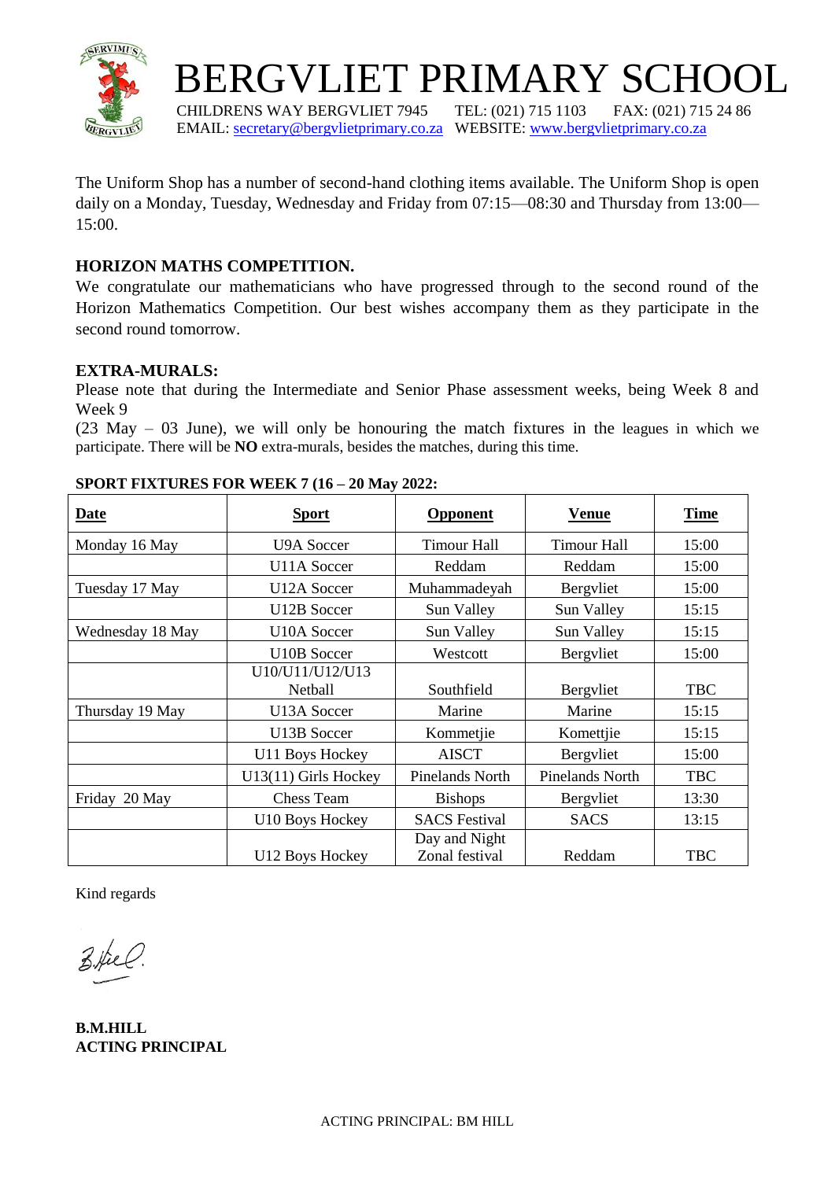# BERGVLIET PRIMARY SCHOOL

CHILDRENS WAY BERGVLIET 7945 TEL: (021) 715 1103 FAX: (021) 715 24 86
EMAIL: secretary@bergvlietprimary.co.za WEBSITE: www.bergvlietprimary.co.za

The Uniform Shop has a number of second-hand clothing items available. The Uniform Shop is open daily on a Monday, Tuesday, Wednesday and Friday from 07:15—08:30 and Thursday from 13:00—15:00.

**HORIZON MATHS COMPETITION.**

We congratulate our mathematicians who have progressed through to the second round of the Horizon Mathematics Competition. Our best wishes accompany them as they participate in the second round tomorrow.

**EXTRA-MURALS:**

Please note that during the Intermediate and Senior Phase assessment weeks, being Week 8 and Week 9
(23 May – 03 June), we will only be honouring the match fixtures in the leagues in which we participate. There will be **NO** extra-murals, besides the matches, during this time.

**SPORT FIXTURES FOR WEEK 7 (16 – 20 May 2022):**

| Date | Sport | Opponent | Venue | Time |
|---|---|---|---|---|
| Monday 16 May | U9A Soccer | Timour Hall | Timour Hall | 15:00 |
| | U11A Soccer | Reddam | Reddam | 15:00 |
| Tuesday 17 May | U12A Soccer | Muhammadeyah | Bergvliet | 15:00 |
| | U12B Soccer | Sun Valley | Sun Valley | 15:15 |
| Wednesday 18 May | U10A Soccer | Sun Valley | Sun Valley | 15:15 |
| | U10B Soccer | Westcott | Bergvliet | 15:00 |
| | U10/U11/U12/U13 Netball | Southfield | Bergvliet | TBC |
| Thursday 19 May | U13A Soccer | Marine | Marine | 15:15 |
| | U13B Soccer | Kommetjie | Komettjie | 15:15 |
| | U11 Boys Hockey | AISCT | Bergvliet | 15:00 |
| | U13(11) Girls Hockey | Pinelands North | Pinelands North | TBC |
| Friday 20 May | Chess Team | Bishops | Bergvliet | 13:30 |
| | U10 Boys Hockey | SACS Festival | SACS | 13:15 |
| | U12 Boys Hockey | Day and Night Zonal festival | Reddam | TBC |

Kind regards

**B.M.HILL**
**ACTING PRINCIPAL**